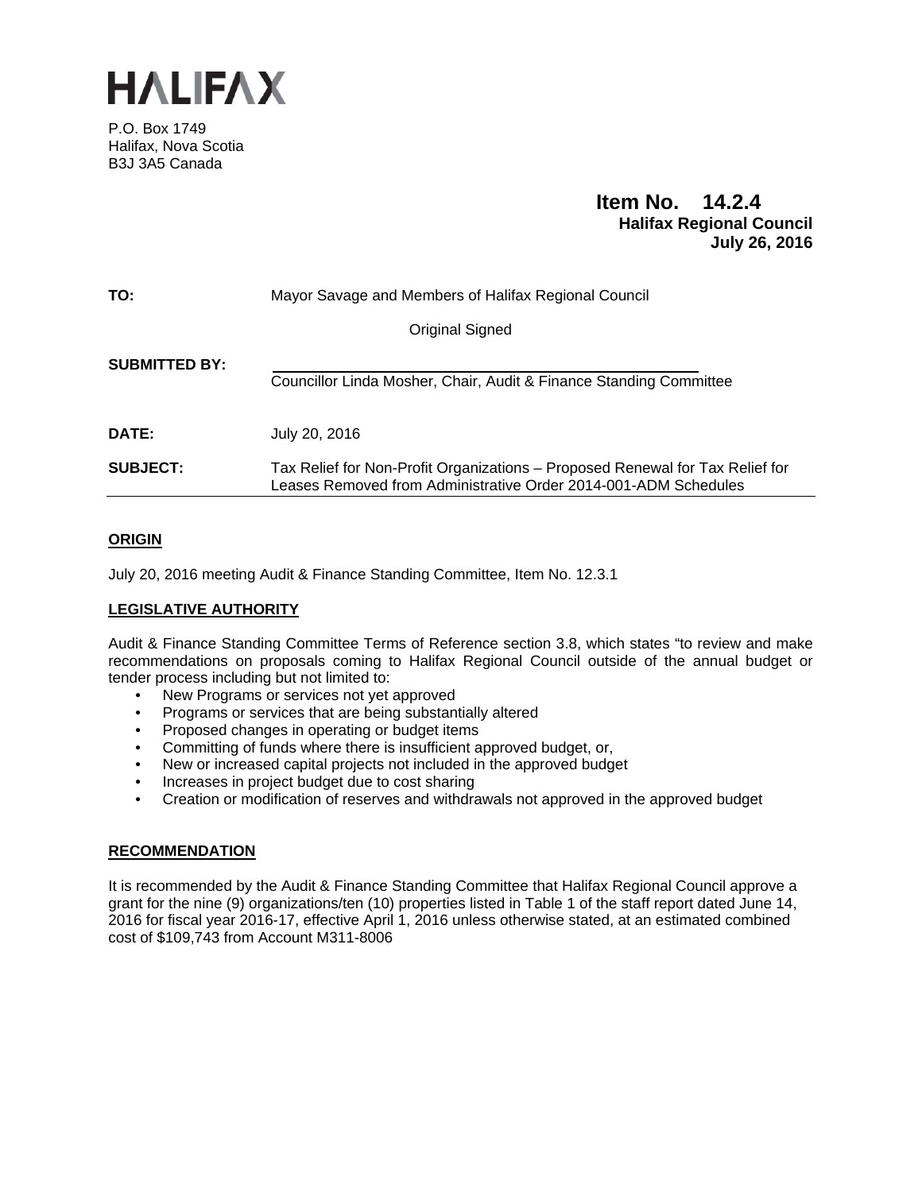# HALIFAX

P.O. Box 1749
Halifax, Nova Scotia
B3J 3A5 Canada

**Item No. 14.2.4**
**Halifax Regional Council**
**July 26, 2016**

| | |
|---|---|
| **TO:** | Mayor Savage and Members of Halifax Regional Council |
| | Original Signed |
| **SUBMITTED BY:** | Councillor Linda Mosher, Chair, Audit & Finance Standing Committee |
| **DATE:** | July 20, 2016 |
| **SUBJECT:** | Tax Relief for Non-Profit Organizations – Proposed Renewal for Tax Relief for Leases Removed from Administrative Order 2014-001-ADM Schedules |

## ORIGIN

July 20, 2016 meeting Audit & Finance Standing Committee, Item No. 12.3.1

## LEGISLATIVE AUTHORITY

Audit & Finance Standing Committee Terms of Reference section 3.8, which states "to review and make recommendations on proposals coming to Halifax Regional Council outside of the annual budget or tender process including but not limited to:

- New Programs or services not yet approved
- Programs or services that are being substantially altered
- Proposed changes in operating or budget items
- Committing of funds where there is insufficient approved budget, or,
- New or increased capital projects not included in the approved budget
- Increases in project budget due to cost sharing
- Creation or modification of reserves and withdrawals not approved in the approved budget

## RECOMMENDATION

It is recommended by the Audit & Finance Standing Committee that Halifax Regional Council approve a grant for the nine (9) organizations/ten (10) properties listed in Table 1 of the staff report dated June 14, 2016 for fiscal year 2016-17, effective April 1, 2016 unless otherwise stated, at an estimated combined cost of $109,743 from Account M311-8006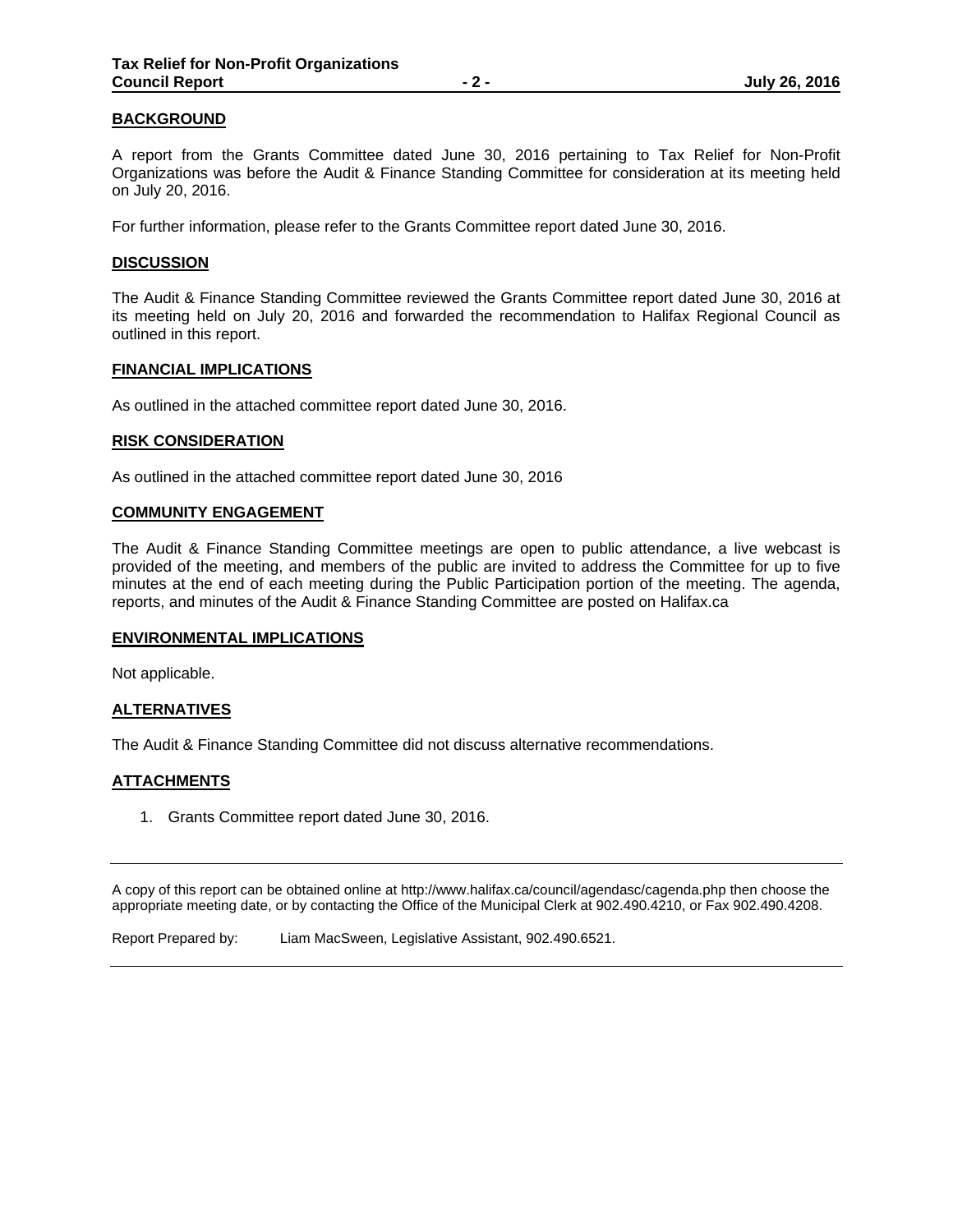## BACKGROUND

A report from the Grants Committee dated June 30, 2016 pertaining to Tax Relief for Non-Profit Organizations was before the Audit & Finance Standing Committee for consideration at its meeting held on July 20, 2016.

For further information, please refer to the Grants Committee report dated June 30, 2016.

## DISCUSSION

The Audit & Finance Standing Committee reviewed the Grants Committee report dated June 30, 2016 at its meeting held on July 20, 2016 and forwarded the recommendation to Halifax Regional Council as outlined in this report.

## FINANCIAL IMPLICATIONS

As outlined in the attached committee report dated June 30, 2016.

## RISK CONSIDERATION

As outlined in the attached committee report dated June 30, 2016

## COMMUNITY ENGAGEMENT

The Audit & Finance Standing Committee meetings are open to public attendance, a live webcast is provided of the meeting, and members of the public are invited to address the Committee for up to five minutes at the end of each meeting during the Public Participation portion of the meeting. The agenda, reports, and minutes of the Audit & Finance Standing Committee are posted on Halifax.ca

## ENVIRONMENTAL IMPLICATIONS

Not applicable.

## ALTERNATIVES

The Audit & Finance Standing Committee did not discuss alternative recommendations.

## ATTACHMENTS

1. Grants Committee report dated June 30, 2016.

---

A copy of this report can be obtained online at http://www.halifax.ca/council/agendasc/cagenda.php then choose the appropriate meeting date, or by contacting the Office of the Municipal Clerk at 902.490.4210, or Fax 902.490.4208.

Report Prepared by: Liam MacSween, Legislative Assistant, 902.490.6521.

---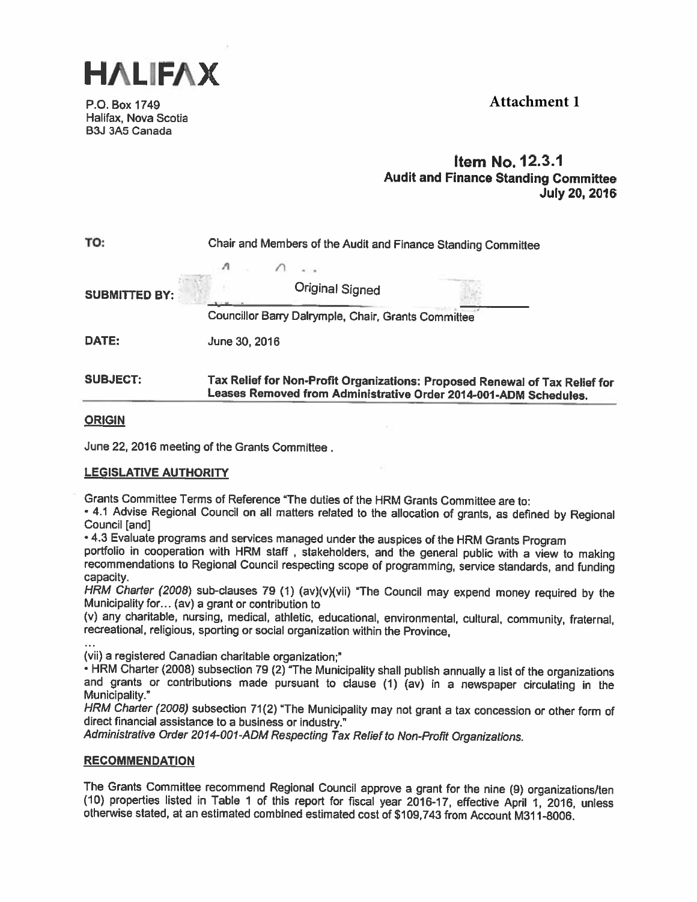# HALIFAX

P.O. Box 1749
Halifax, Nova Scotia
B3J 3A5 Canada

**Attachment 1**

**Item No. 12.3.1**
**Audit and Finance Standing Committee**
**July 20, 2016**

| | |
|---|---|
| **TO:** | Chair and Members of the Audit and Finance Standing Committee |
| **SUBMITTED BY:** | Original Signed<br>Councillor Barry Dalrymple, Chair, Grants Committee |
| **DATE:** | June 30, 2016 |
| **SUBJECT:** | **Tax Relief for Non-Profit Organizations: Proposed Renewal of Tax Relief for Leases Removed from Administrative Order 2014-001-ADM Schedules.** |

## ORIGIN

June 22, 2016 meeting of the Grants Committee .

## LEGISLATIVE AUTHORITY

Grants Committee Terms of Reference "The duties of the HRM Grants Committee are to:

- 4.1 Advise Regional Council on all matters related to the allocation of grants, as defined by Regional Council [and]
- 4.3 Evaluate programs and services managed under the auspices of the HRM Grants Program portfolio in cooperation with HRM staff , stakeholders, and the general public with a view to making recommendations to Regional Council respecting scope of programming, service standards, and funding capacity.

*HRM Charter (2008)* sub-clauses 79 (1) (av)(v)(vii) "The Council may expend money required by the Municipality for… (av) a grant or contribution to

(v) any charitable, nursing, medical, athletic, educational, environmental, cultural, community, fraternal, recreational, religious, sporting or social organization within the Province,

…

(vii) a registered Canadian charitable organization;"

- HRM Charter (2008) subsection 79 (2) "The Municipality shall publish annually a list of the organizations and grants or contributions made pursuant to clause (1) (av) in a newspaper circulating in the Municipality."

*HRM Charter (2008)* subsection 71(2) "The Municipality may not grant a tax concession or other form of direct financial assistance to a business or industry."

*Administrative Order 2014-001-ADM Respecting Tax Relief to Non-Profit Organizations.*

## RECOMMENDATION

The Grants Committee recommend Regional Council approve a grant for the nine (9) organizations/ten (10) properties listed in Table 1 of this report for fiscal year 2016-17, effective April 1, 2016, unless otherwise stated, at an estimated combined estimated cost of $109,743 from Account M311-8006.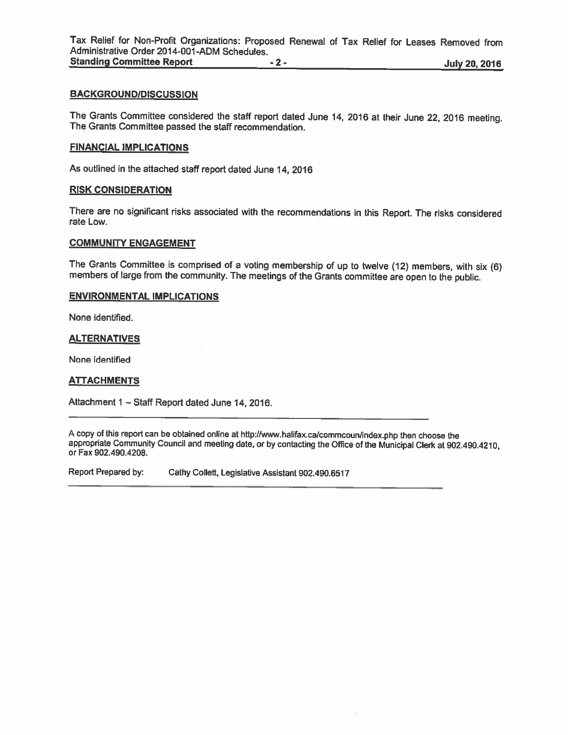## BACKGROUND/DISCUSSION

The Grants Committee considered the staff report dated June 14, 2016 at their June 22, 2016 meeting. The Grants Committee passed the staff recommendation.

## FINANCIAL IMPLICATIONS

As outlined in the attached staff report dated June 14, 2016

## RISK CONSIDERATION

There are no significant risks associated with the recommendations in this Report. The risks considered rate Low.

## COMMUNITY ENGAGEMENT

The Grants Committee is comprised of a voting membership of up to twelve (12) members, with six (6) members of large from the community. The meetings of the Grants committee are open to the public.

## ENVIRONMENTAL IMPLICATIONS

None identified.

## ALTERNATIVES

None identified

## ATTACHMENTS

Attachment 1 – Staff Report dated June 14, 2016.

---

A copy of this report can be obtained online at http://www.halifax.ca/commcoun/index.php then choose the appropriate Community Council and meeting date, or by contacting the Office of the Municipal Clerk at 902.490.4210, or Fax 902.490.4208.

Report Prepared by: Cathy Collett, Legislative Assistant 902.490.6517

---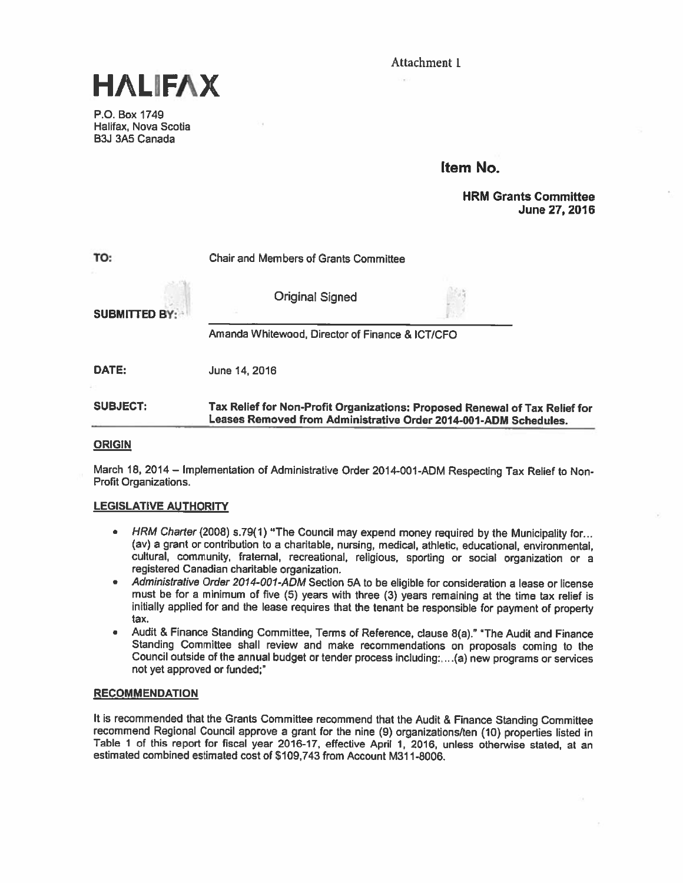Attachment 1

# HALIFAX

P.O. Box 1749
Halifax, Nova Scotia
B3J 3A5 Canada

**Item No.**

**HRM Grants Committee**
**June 27, 2016**

**TO:** Chair and Members of Grants Committee

**SUBMITTED BY:** Original Signed

Amanda Whitewood, Director of Finance & ICT/CFO

**DATE:** June 14, 2016

**SUBJECT:** **Tax Relief for Non-Profit Organizations: Proposed Renewal of Tax Relief for Leases Removed from Administrative Order 2014-001-ADM Schedules.**

## ORIGIN

March 18, 2014 – Implementation of Administrative Order 2014-001-ADM Respecting Tax Relief to Non-Profit Organizations.

## LEGISLATIVE AUTHORITY

- *HRM Charter* (2008) s.79(1) "The Council may expend money required by the Municipality for... (av) a grant or contribution to a charitable, nursing, medical, athletic, educational, environmental, cultural, community, fraternal, recreational, religious, sporting or social organization or a registered Canadian charitable organization.
- *Administrative Order 2014-001-ADM* Section 5A to be eligible for consideration a lease or license must be for a minimum of five (5) years with three (3) years remaining at the time tax relief is initially applied for and the lease requires that the tenant be responsible for payment of property tax.
- Audit & Finance Standing Committee, Terms of Reference, clause 8(a)." "The Audit and Finance Standing Committee shall review and make recommendations on proposals coming to the Council outside of the annual budget or tender process including:....(a) new programs or services not yet approved or funded;"

## RECOMMENDATION

It is recommended that the Grants Committee recommend that the Audit & Finance Standing Committee recommend Regional Council approve a grant for the nine (9) organizations/ten (10) properties listed in Table 1 of this report for fiscal year 2016-17, effective April 1, 2016, unless otherwise stated, at an estimated combined estimated cost of $109,743 from Account M311-8006.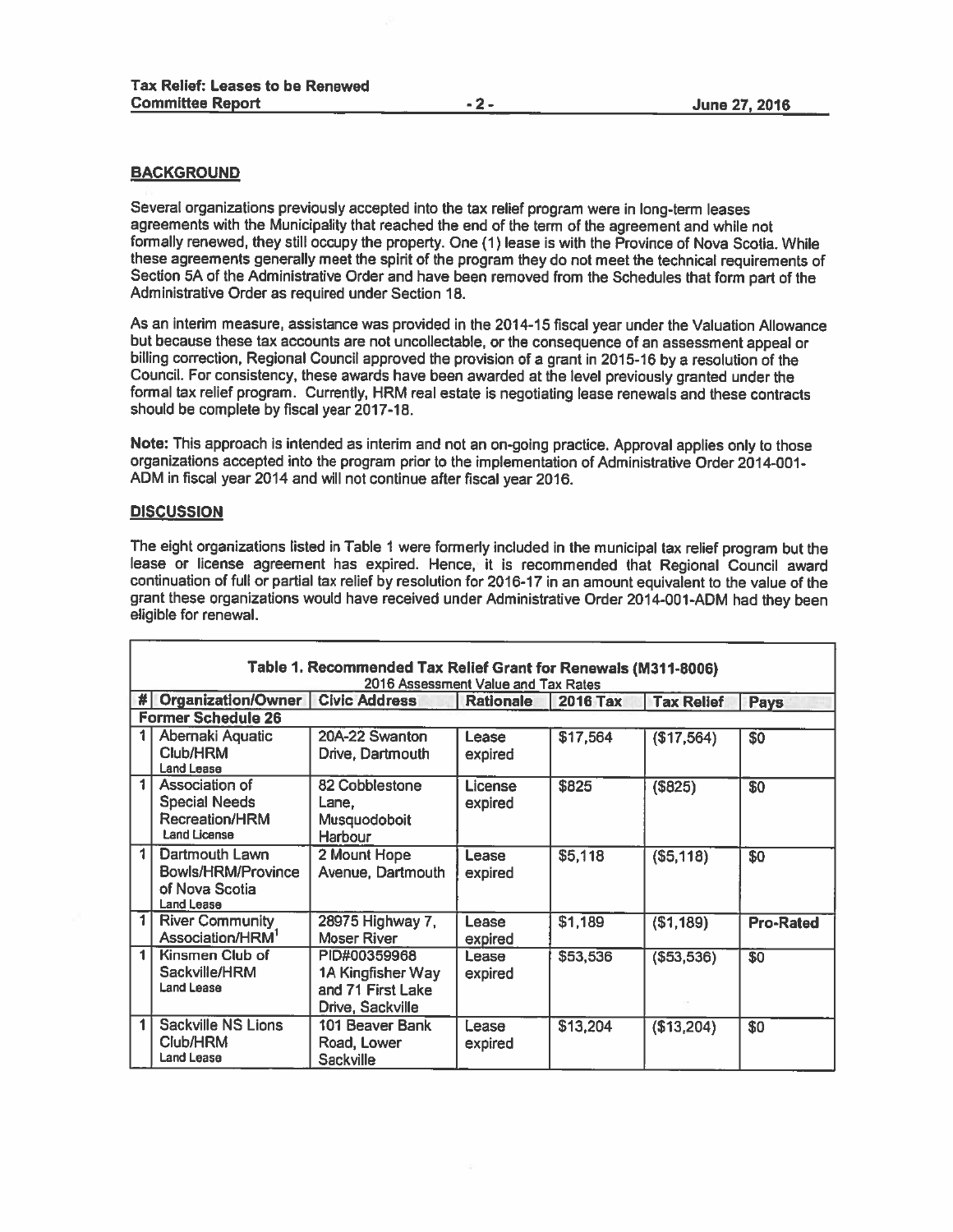## BACKGROUND

Several organizations previously accepted into the tax relief program were in long-term leases agreements with the Municipality that reached the end of the term of the agreement and while not formally renewed, they still occupy the property. One (1) lease is with the Province of Nova Scotia. While these agreements generally meet the spirit of the program they do not meet the technical requirements of Section 5A of the Administrative Order and have been removed from the Schedules that form part of the Administrative Order as required under Section 18.

As an interim measure, assistance was provided in the 2014-15 fiscal year under the Valuation Allowance but because these tax accounts are not uncollectable, or the consequence of an assessment appeal or billing correction, Regional Council approved the provision of a grant in 2015-16 by a resolution of the Council. For consistency, these awards have been awarded at the level previously granted under the formal tax relief program. Currently, HRM real estate is negotiating lease renewals and these contracts should be complete by fiscal year 2017-18.

**Note:** This approach is intended as interim and not an on-going practice. Approval applies only to those organizations accepted into the program prior to the implementation of Administrative Order 2014-001-ADM in fiscal year 2014 and will not continue after fiscal year 2016.

## DISCUSSION

The eight organizations listed in Table 1 were formerly included in the municipal tax relief program but the lease or license agreement has expired. Hence, it is recommended that Regional Council award continuation of full or partial tax relief by resolution for 2016-17 in an amount equivalent to the value of the grant these organizations would have received under Administrative Order 2014-001-ADM had they been eligible for renewal.

**Table 1. Recommended Tax Relief Grant for Renewals (M311-8006)**
2016 Assessment Value and Tax Rates

| # | Organization/Owner | Civic Address | Rationale | 2016 Tax | Tax Relief | Pays |
|---|---|---|---|---|---|---|
| **Former Schedule 26** | | | | | | |
| 1 | Abenaki Aquatic Club/HRM Land Lease | 20A-22 Swanton Drive, Dartmouth | Lease expired | $17,564 | ($17,564) | $0 |
| 1 | Association of Special Needs Recreation/HRM Land License | 82 Cobblestone Lane, Musquodoboit Harbour | License expired | $825 | ($825) | $0 |
| 1 | Dartmouth Lawn Bowls/HRM/Province of Nova Scotia Land Lease | 2 Mount Hope Avenue, Dartmouth | Lease expired | $5,118 | ($5,118) | $0 |
| 1 | River Community Association/HRM[1] | 28975 Highway 7, Moser River | Lease expired | $1,189 | ($1,189) | Pro-Rated |
| 1 | Kinsmen Club of Sackville/HRM Land Lease | PID#00359968 1A Kingfisher Way and 71 First Lake Drive, Sackville | Lease expired | $53,536 | ($53,536) | $0 |
| 1 | Sackville NS Lions Club/HRM Land Lease | 101 Beaver Bank Road, Lower Sackville | Lease expired | $13,204 | ($13,204) | $0 |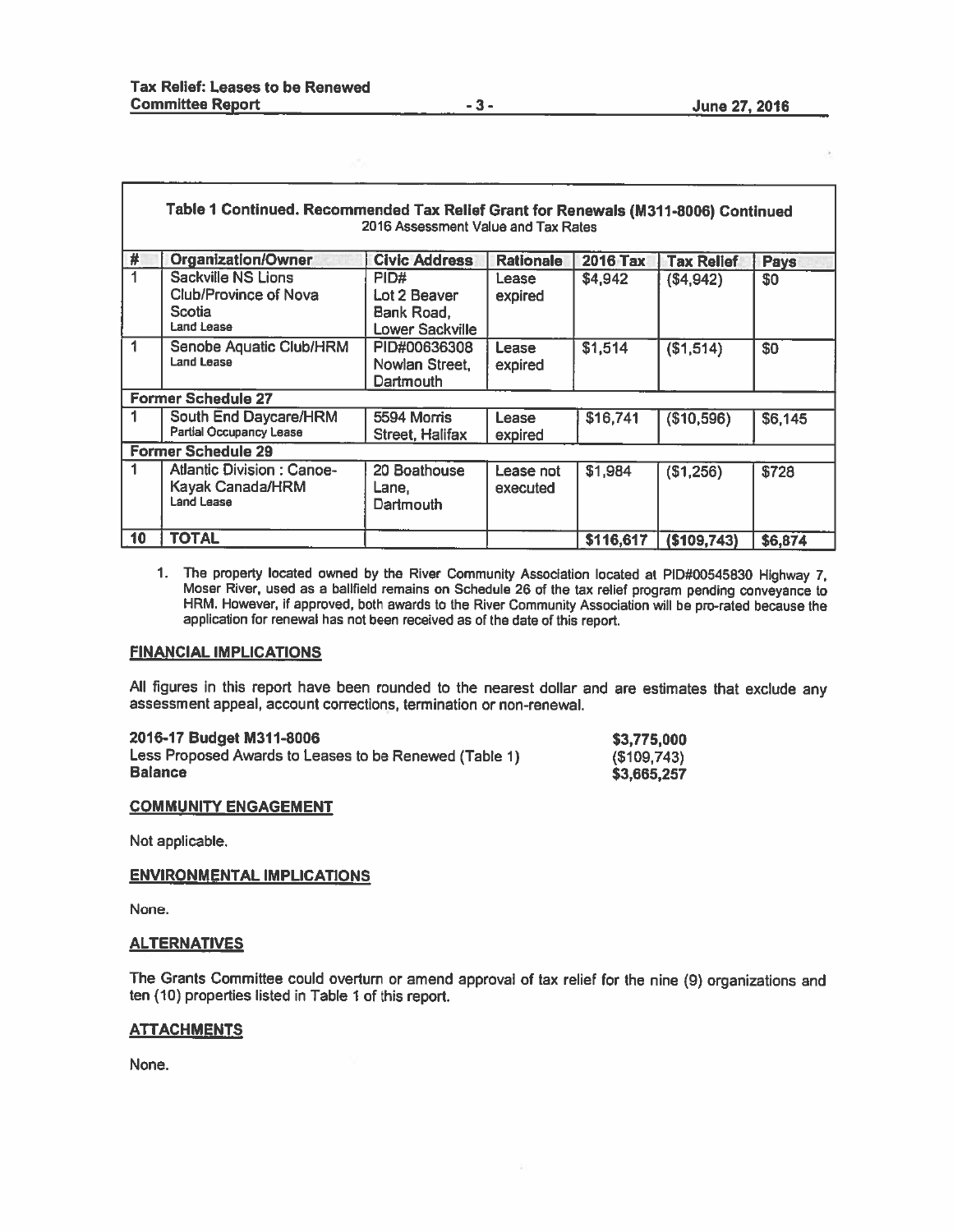| Table 1 Continued. Recommended Tax Relief Grant for Renewals (M311-8006) Continued 2016 Assessment Value and Tax Rates | | | | | | |
|---|---|---|---|---|---|---|
| # | Organization/Owner | Civic Address | Rationale | 2016 Tax | Tax Relief | Pays |
| 1 | Sackville NS Lions Club/Province of Nova Scotia Land Lease | PID# Lot 2 Beaver Bank Road, Lower Sackville | Lease expired | $4,942 | ($4,942) | $0 |
| 1 | Senobe Aquatic Club/HRM Land Lease | PID#00636308 Nowlan Street, Dartmouth | Lease expired | $1,514 | ($1,514) | $0 |
| **Former Schedule 27** | | | | | | |
| 1 | South End Daycare/HRM Partial Occupancy Lease | 5594 Morris Street, Halifax | Lease expired | $16,741 | ($10,596) | $6,145 |
| **Former Schedule 29** | | | | | | |
| 1 | Atlantic Division : Canoe-Kayak Canada/HRM Land Lease | 20 Boathouse Lane, Dartmouth | Lease not executed | $1,984 | ($1,256) | $728 |
| 10 | TOTAL | | | $116,617 | ($109,743) | $6,874 |

1. The property located owned by the River Community Association located at PID#00545830 Highway 7, Moser River, used as a ballfield remains on Schedule 26 of the tax relief program pending conveyance to HRM. However, if approved, both awards to the River Community Association will be pro-rated because the application for renewal has not been received as of the date of this report.

## FINANCIAL IMPLICATIONS

All figures in this report have been rounded to the nearest dollar and are estimates that exclude any assessment appeal, account corrections, termination or non-renewal.

| | |
|---|---|
| **2016-17 Budget M311-8006** | **$3,775,000** |
| Less Proposed Awards to Leases to be Renewed (Table 1) | ($109,743) |
| **Balance** | **$3,665,257** |

## COMMUNITY ENGAGEMENT

Not applicable.

## ENVIRONMENTAL IMPLICATIONS

None.

## ALTERNATIVES

The Grants Committee could overturn or amend approval of tax relief for the nine (9) organizations and ten (10) properties listed in Table 1 of this report.

## ATTACHMENTS

None.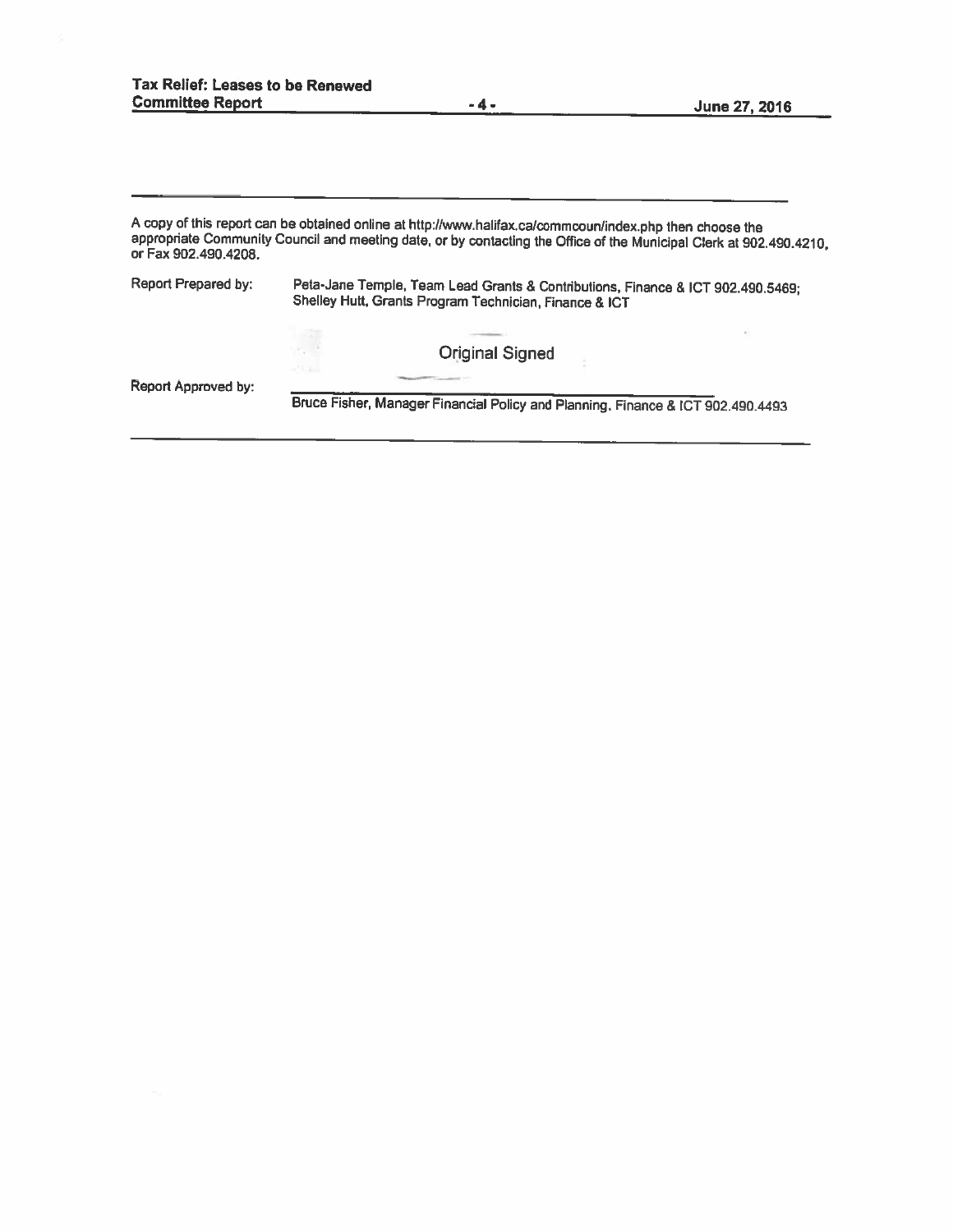A copy of this report can be obtained online at http://www.halifax.ca/commcoun/index.php then choose the appropriate Community Council and meeting date, or by contacting the Office of the Municipal Clerk at 902.490.4210, or Fax 902.490.4208.

| | |
|---|---|
| Report Prepared by: | Peta-Jane Temple, Team Lead Grants & Contributions, Finance & ICT 902.490.5469; Shelley Hutt, Grants Program Technician, Finance & ICT |
| | Original Signed |
| Report Approved by: | Bruce Fisher, Manager Financial Policy and Planning, Finance & ICT 902.490.4493 |